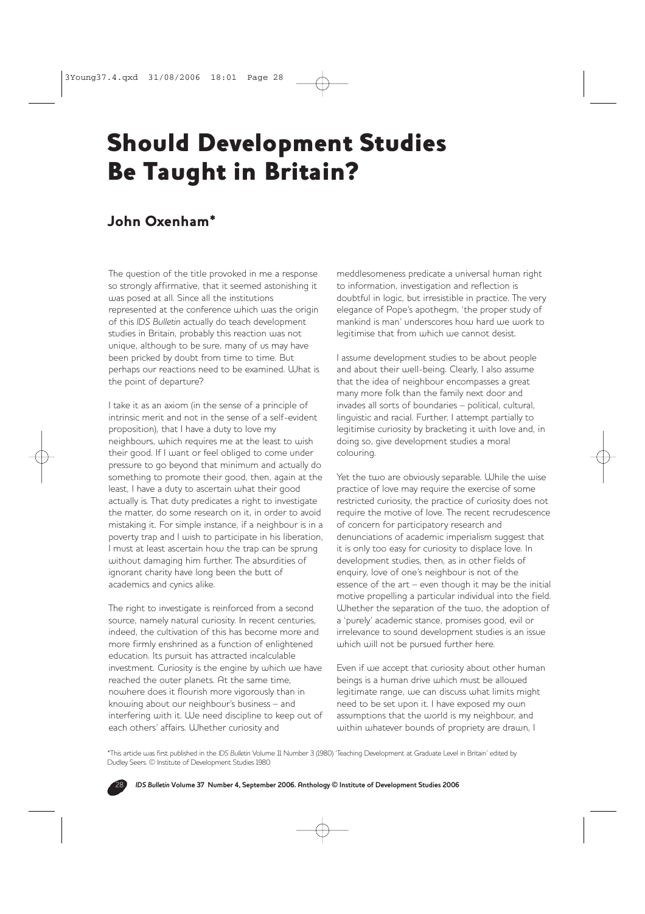# Should Development Studies Be Taught in Britain?

## John Oxenham*

The question of the title provoked in me a response so strongly affirmative, that it seemed astonishing it was posed at all. Since all the institutions represented at the conference which was the origin of this *IDS Bulletin* actually do teach development studies in Britain, probably this reaction was not unique, although to be sure, many of us may have been pricked by doubt from time to time. But perhaps our reactions need to be examined. What is the point of departure?

I take it as an axiom (in the sense of a principle of intrinsic merit and not in the sense of a self-evident proposition), that I have a duty to love my neighbours, which requires me at the least to wish their good. If I want or feel obliged to come under pressure to go beyond that minimum and actually do something to promote their good, then, again at the least, I have a duty to ascertain what their good actually is. That duty predicates a right to investigate the matter, do some research on it, in order to avoid mistaking it. For simple instance, if a neighbour is in a poverty trap and I wish to participate in his liberation, I must at least ascertain how the trap can be sprung without damaging him further. The absurdities of ignorant charity have long been the butt of academics and cynics alike.

The right to investigate is reinforced from a second source, namely natural curiosity. In recent centuries, indeed, the cultivation of this has become more and more firmly enshrined as a function of enlightened education. Its pursuit has attracted incalculable investment. Curiosity is the engine by which we have reached the outer planets. At the same time, nowhere does it flourish more vigorously than in knowing about our neighbour's business – and interfering with it. We need discipline to keep out of each others' affairs. Whether curiosity and meddlesomeness predicate a universal human right to information, investigation and reflection is doubtful in logic, but irresistible in practice. The very elegance of Pope's apothegm, 'the proper study of mankind is man' underscores how hard we work to legitimise that from which we cannot desist.

I assume development studies to be about people and about their well-being. Clearly, I also assume that the idea of neighbour encompasses a great many more folk than the family next door and invades all sorts of boundaries – political, cultural, linguistic and racial. Further, I attempt partially to legitimise curiosity by bracketing it with love and, in doing so, give development studies a moral colouring.

Yet the two are obviously separable. While the wise practice of love may require the exercise of some restricted curiosity, the practice of curiosity does not require the motive of love. The recent recrudescence of concern for participatory research and denunciations of academic imperialism suggest that it is only too easy for curiosity to displace love. In development studies, then, as in other fields of enquiry, love of one's neighbour is not of the essence of the art – even though it may be the initial motive propelling a particular individual into the field. Whether the separation of the two, the adoption of a 'purely' academic stance, promises good, evil or irrelevance to sound development studies is an issue which will not be pursued further here.

Even if we accept that curiosity about other human beings is a human drive which must be allowed legitimate range, we can discuss what limits might need to be set upon it. I have exposed my own assumptions that the world is my neighbour, and within whatever bounds of propriety are drawn, I

*This article was first published in the *IDS Bulletin* Volume 11 Number 3 (1980) 'Teaching Development at Graduate Level in Britain' edited by Dudley Seers. © Institute of Development Studies 1980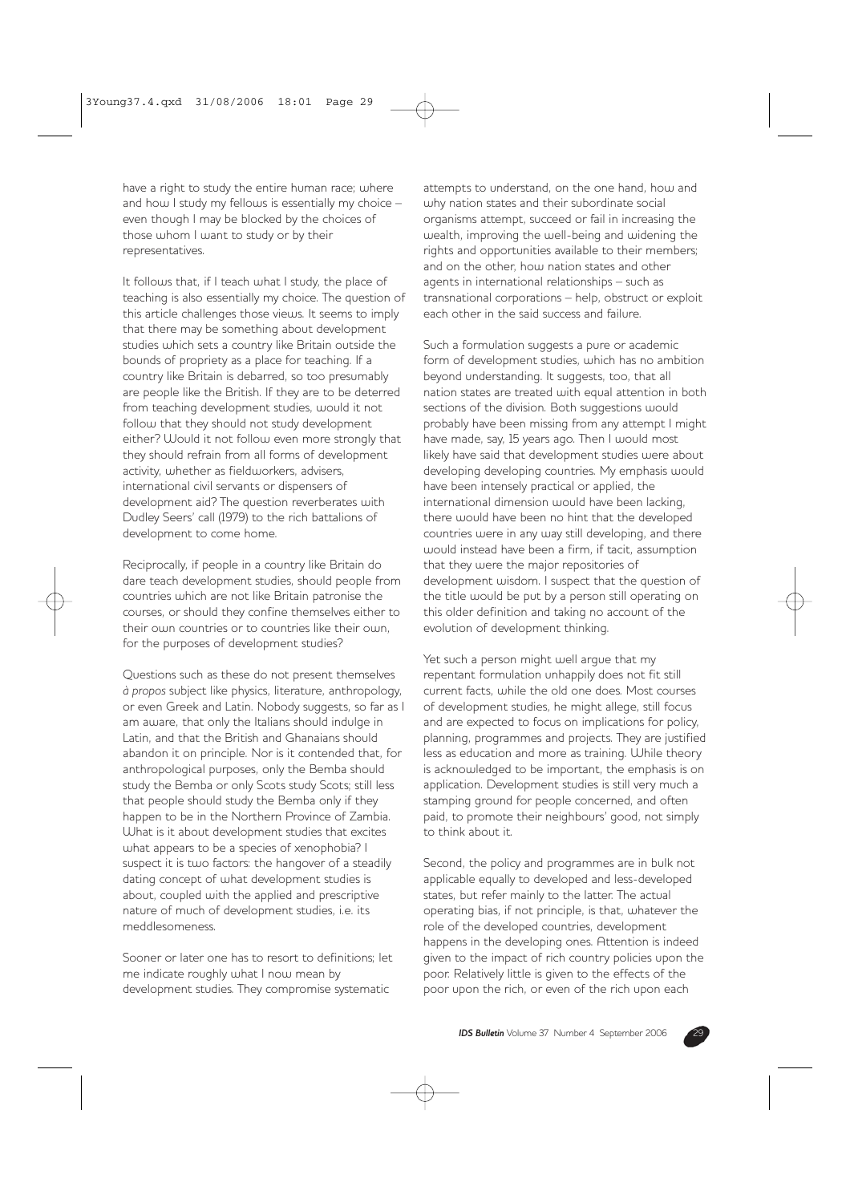have a right to study the entire human race; where and how I study my fellows is essentially my choice – even though I may be blocked by the choices of those whom I want to study or by their representatives.

It follows that, if I teach what I study, the place of teaching is also essentially my choice. The question of this article challenges those views. It seems to imply that there may be something about development studies which sets a country like Britain outside the bounds of propriety as a place for teaching. If a country like Britain is debarred, so too presumably are people like the British. If they are to be deterred from teaching development studies, would it not follow that they should not study development either? Would it not follow even more strongly that they should refrain from all forms of development activity, whether as fieldworkers, advisers, international civil servants or dispensers of development aid? The question reverberates with Dudley Seers' call (1979) to the rich battalions of development to come home.

Reciprocally, if people in a country like Britain do dare teach development studies, should people from countries which are not like Britain patronise the courses, or should they confine themselves either to their own countries or to countries like their own, for the purposes of development studies?

Questions such as these do not present themselves *à propos* subject like physics, literature, anthropology, or even Greek and Latin. Nobody suggests, so far as I am aware, that only the Italians should indulge in Latin, and that the British and Ghanaians should abandon it on principle. Nor is it contended that, for anthropological purposes, only the Bemba should study the Bemba or only Scots study Scots; still less that people should study the Bemba only if they happen to be in the Northern Province of Zambia. What is it about development studies that excites what appears to be a species of xenophobia? I suspect it is two factors: the hangover of a steadily dating concept of what development studies is about, coupled with the applied and prescriptive nature of much of development studies, i.e. its meddlesomeness.

Sooner or later one has to resort to definitions; let me indicate roughly what I now mean by development studies. They compromise systematic attempts to understand, on the one hand, how and why nation states and their subordinate social organisms attempt, succeed or fail in increasing the wealth, improving the well-being and widening the rights and opportunities available to their members; and on the other, how nation states and other agents in international relationships – such as transnational corporations – help, obstruct or exploit each other in the said success and failure.

Such a formulation suggests a pure or academic form of development studies, which has no ambition beyond understanding. It suggests, too, that all nation states are treated with equal attention in both sections of the division. Both suggestions would probably have been missing from any attempt I might have made, say, 15 years ago. Then I would most likely have said that development studies were about developing developing countries. My emphasis would have been intensely practical or applied, the international dimension would have been lacking, there would have been no hint that the developed countries were in any way still developing, and there would instead have been a firm, if tacit, assumption that they were the major repositories of development wisdom. I suspect that the question of the title would be put by a person still operating on this older definition and taking no account of the evolution of development thinking.

Yet such a person might well argue that my repentant formulation unhappily does not fit still current facts, while the old one does. Most courses of development studies, he might allege, still focus and are expected to focus on implications for policy, planning, programmes and projects. They are justified less as education and more as training. While theory is acknowledged to be important, the emphasis is on application. Development studies is still very much a stamping ground for people concerned, and often paid, to promote their neighbours' good, not simply to think about it.

Second, the policy and programmes are in bulk not applicable equally to developed and less-developed states, but refer mainly to the latter. The actual operating bias, if not principle, is that, whatever the role of the developed countries, development happens in the developing ones. Attention is indeed given to the impact of rich country policies upon the poor. Relatively little is given to the effects of the poor upon the rich, or even of the rich upon each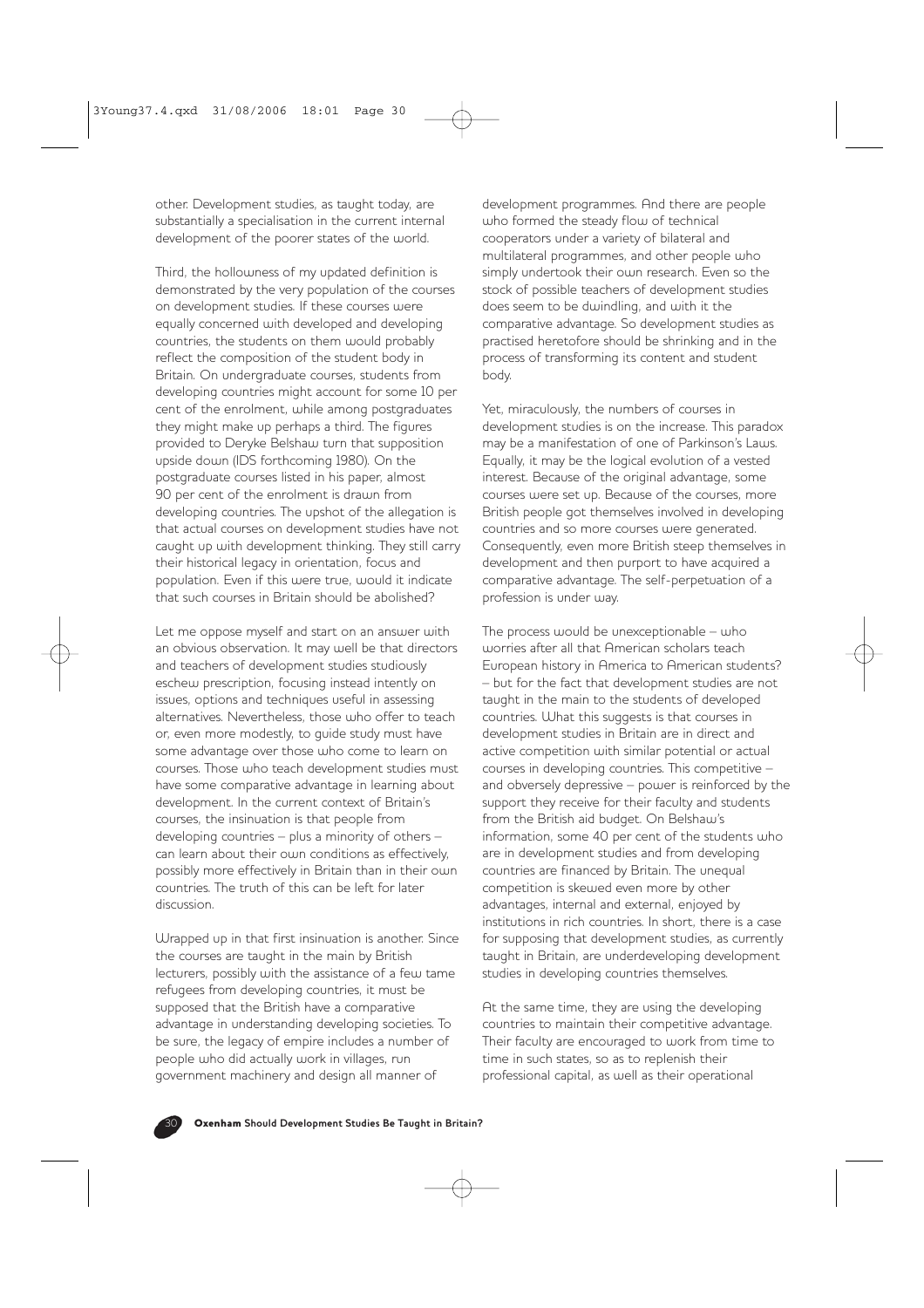other. Development studies, as taught today, are substantially a specialisation in the current internal development of the poorer states of the world.

Third, the hollowness of my updated definition is demonstrated by the very population of the courses on development studies. If these courses were equally concerned with developed and developing countries, the students on them would probably reflect the composition of the student body in Britain. On undergraduate courses, students from developing countries might account for some 10 per cent of the enrolment, while among postgraduates they might make up perhaps a third. The figures provided to Deryke Belshaw turn that supposition upside down (IDS forthcoming 1980). On the postgraduate courses listed in his paper, almost 90 per cent of the enrolment is drawn from developing countries. The upshot of the allegation is that actual courses on development studies have not caught up with development thinking. They still carry their historical legacy in orientation, focus and population. Even if this were true, would it indicate that such courses in Britain should be abolished?

Let me oppose myself and start on an answer with an obvious observation. It may well be that directors and teachers of development studies studiously eschew prescription, focusing instead intently on issues, options and techniques useful in assessing alternatives. Nevertheless, those who offer to teach or, even more modestly, to guide study must have some advantage over those who come to learn on courses. Those who teach development studies must have some comparative advantage in learning about development. In the current context of Britain's courses, the insinuation is that people from developing countries – plus a minority of others – can learn about their own conditions as effectively, possibly more effectively in Britain than in their own countries. The truth of this can be left for later discussion.

Wrapped up in that first insinuation is another. Since the courses are taught in the main by British lecturers, possibly with the assistance of a few tame refugees from developing countries, it must be supposed that the British have a comparative advantage in understanding developing societies. To be sure, the legacy of empire includes a number of people who did actually work in villages, run government machinery and design all manner of development programmes. And there are people who formed the steady flow of technical cooperators under a variety of bilateral and multilateral programmes, and other people who simply undertook their own research. Even so the stock of possible teachers of development studies does seem to be dwindling, and with it the comparative advantage. So development studies as practised heretofore should be shrinking and in the process of transforming its content and student body.

Yet, miraculously, the numbers of courses in development studies is on the increase. This paradox may be a manifestation of one of Parkinson's Laws. Equally, it may be the logical evolution of a vested interest. Because of the original advantage, some courses were set up. Because of the courses, more British people got themselves involved in developing countries and so more courses were generated. Consequently, even more British steep themselves in development and then purport to have acquired a comparative advantage. The self-perpetuation of a profession is under way.

The process would be unexceptionable – who worries after all that American scholars teach European history in America to American students? – but for the fact that development studies are not taught in the main to the students of developed countries. What this suggests is that courses in development studies in Britain are in direct and active competition with similar potential or actual courses in developing countries. This competitive – and obversely depressive – power is reinforced by the support they receive for their faculty and students from the British aid budget. On Belshaw's information, some 40 per cent of the students who are in development studies and from developing countries are financed by Britain. The unequal competition is skewed even more by other advantages, internal and external, enjoyed by institutions in rich countries. In short, there is a case for supposing that development studies, as currently taught in Britain, are underdeveloping development studies in developing countries themselves.

At the same time, they are using the developing countries to maintain their competitive advantage. Their faculty are encouraged to work from time to time in such states, so as to replenish their professional capital, as well as their operational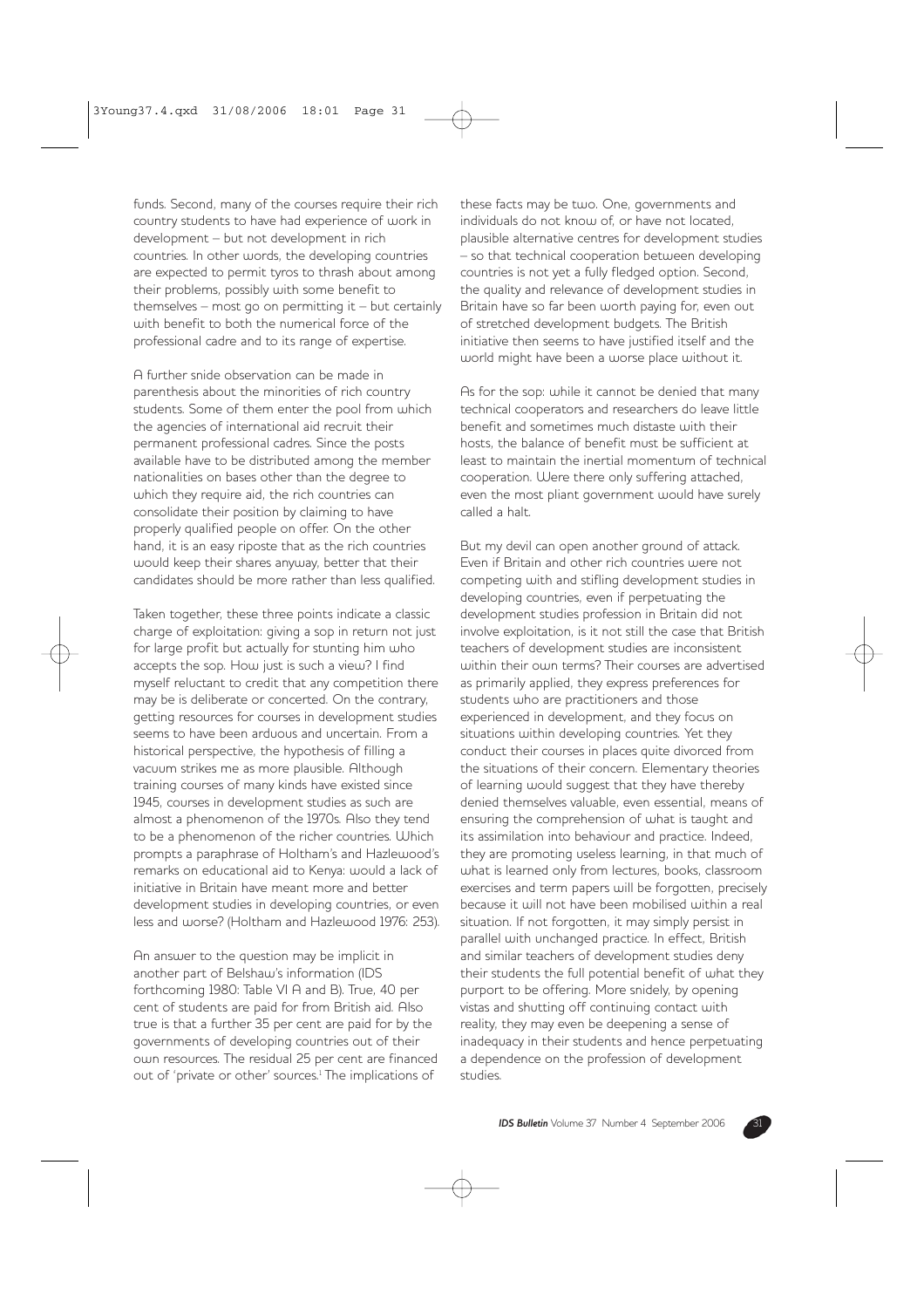funds. Second, many of the courses require their rich country students to have had experience of work in development – but not development in rich countries. In other words, the developing countries are expected to permit tyros to thrash about among their problems, possibly with some benefit to themselves – most go on permitting it – but certainly with benefit to both the numerical force of the professional cadre and to its range of expertise.

A further snide observation can be made in parenthesis about the minorities of rich country students. Some of them enter the pool from which the agencies of international aid recruit their permanent professional cadres. Since the posts available have to be distributed among the member nationalities on bases other than the degree to which they require aid, the rich countries can consolidate their position by claiming to have properly qualified people on offer. On the other hand, it is an easy riposte that as the rich countries would keep their shares anyway, better that their candidates should be more rather than less qualified.

Taken together, these three points indicate a classic charge of exploitation: giving a sop in return not just for large profit but actually for stunting him who accepts the sop. How just is such a view? I find myself reluctant to credit that any competition there may be is deliberate or concerted. On the contrary, getting resources for courses in development studies seems to have been arduous and uncertain. From a historical perspective, the hypothesis of filling a vacuum strikes me as more plausible. Although training courses of many kinds have existed since 1945, courses in development studies as such are almost a phenomenon of the 1970s. Also they tend to be a phenomenon of the richer countries. Which prompts a paraphrase of Holtham's and Hazlewood's remarks on educational aid to Kenya: would a lack of initiative in Britain have meant more and better development studies in developing countries, or even less and worse? (Holtham and Hazlewood 1976: 253).

An answer to the question may be implicit in another part of Belshaw's information (IDS forthcoming 1980: Table VI A and B). True, 40 per cent of students are paid for from British aid. Also true is that a further 35 per cent are paid for by the governments of developing countries out of their own resources. The residual 25 per cent are financed out of 'private or other' sources.[1] The implications of these facts may be two. One, governments and individuals do not know of, or have not located, plausible alternative centres for development studies – so that technical cooperation between developing countries is not yet a fully fledged option. Second, the quality and relevance of development studies in Britain have so far been worth paying for, even out of stretched development budgets. The British initiative then seems to have justified itself and the world might have been a worse place without it.

As for the sop: while it cannot be denied that many technical cooperators and researchers do leave little benefit and sometimes much distaste with their hosts, the balance of benefit must be sufficient at least to maintain the inertial momentum of technical cooperation. Were there only suffering attached, even the most pliant government would have surely called a halt.

But my devil can open another ground of attack. Even if Britain and other rich countries were not competing with and stifling development studies in developing countries, even if perpetuating the development studies profession in Britain did not involve exploitation, is it not still the case that British teachers of development studies are inconsistent within their own terms? Their courses are advertised as primarily applied, they express preferences for students who are practitioners and those experienced in development, and they focus on situations within developing countries. Yet they conduct their courses in places quite divorced from the situations of their concern. Elementary theories of learning would suggest that they have thereby denied themselves valuable, even essential, means of ensuring the comprehension of what is taught and its assimilation into behaviour and practice. Indeed, they are promoting useless learning, in that much of what is learned only from lectures, books, classroom exercises and term papers will be forgotten, precisely because it will not have been mobilised within a real situation. If not forgotten, it may simply persist in parallel with unchanged practice. In effect, British and similar teachers of development studies deny their students the full potential benefit of what they purport to be offering. More snidely, by opening vistas and shutting off continuing contact with reality, they may even be deepening a sense of inadequacy in their students and hence perpetuating a dependence on the profession of development studies.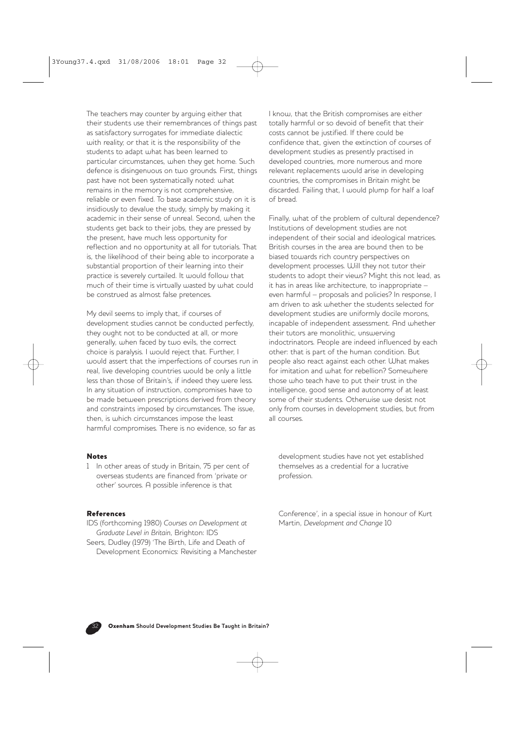The teachers may counter by arguing either that their students use their remembrances of things past as satisfactory surrogates for immediate dialectic with reality; or that it is the responsibility of the students to adapt what has been learned to particular circumstances, when they get home. Such defence is disingenuous on two grounds. First, things past have not been systematically noted: what remains in the memory is not comprehensive, reliable or even fixed. To base academic study on it is insidiously to devalue the study, simply by making it academic in their sense of unreal. Second, when the students get back to their jobs, they are pressed by the present, have much less opportunity for reflection and no opportunity at all for tutorials. That is, the likelihood of their being able to incorporate a substantial proportion of their learning into their practice is severely curtailed. It would follow that much of their time is virtually wasted by what could be construed as almost false pretences.

My devil seems to imply that, if courses of development studies cannot be conducted perfectly, they ought not to be conducted at all, or more generally, when faced by two evils, the correct choice is paralysis. I would reject that. Further, I would assert that the imperfections of courses run in real, live developing countries would be only a little less than those of Britain's, if indeed they were less. In any situation of instruction, compromises have to be made between prescriptions derived from theory and constraints imposed by circumstances. The issue, then, is which circumstances impose the least harmful compromises. There is no evidence, so far as I know, that the British compromises are either totally harmful or so devoid of benefit that their costs cannot be justified. If there could be confidence that, given the extinction of courses of development studies as presently practised in developed countries, more numerous and more relevant replacements would arise in developing countries, the compromises in Britain might be discarded. Failing that, I would plump for half a loaf of bread.

Finally, what of the problem of cultural dependence? Institutions of development studies are not independent of their social and ideological matrices. British courses in the area are bound then to be biased towards rich country perspectives on development processes. Will they not tutor their students to adopt their views? Might this not lead, as it has in areas like architecture, to inappropriate – even harmful – proposals and policies? In response, I am driven to ask whether the students selected for development studies are uniformly docile morons, incapable of independent assessment. And whether their tutors are monolithic, unswerving indoctrinators. People are indeed influenced by each other: that is part of the human condition. But people also react against each other. What makes for imitation and what for rebellion? Somewhere those who teach have to put their trust in the intelligence, good sense and autonomy of at least some of their students. Otherwise we desist not only from courses in development studies, but from all courses.

## Notes

1 In other areas of study in Britain, 75 per cent of overseas students are financed from 'private or other' sources. A possible inference is that development studies have not yet established themselves as a credential for a lucrative profession.

## References

IDS (forthcoming 1980) *Courses on Development at Graduate Level in Britain*, Brighton: IDS

Seers, Dudley (1979) 'The Birth, Life and Death of Development Economics: Revisiting a Manchester Conference', in a special issue in honour of Kurt Martin, *Development and Change* 10